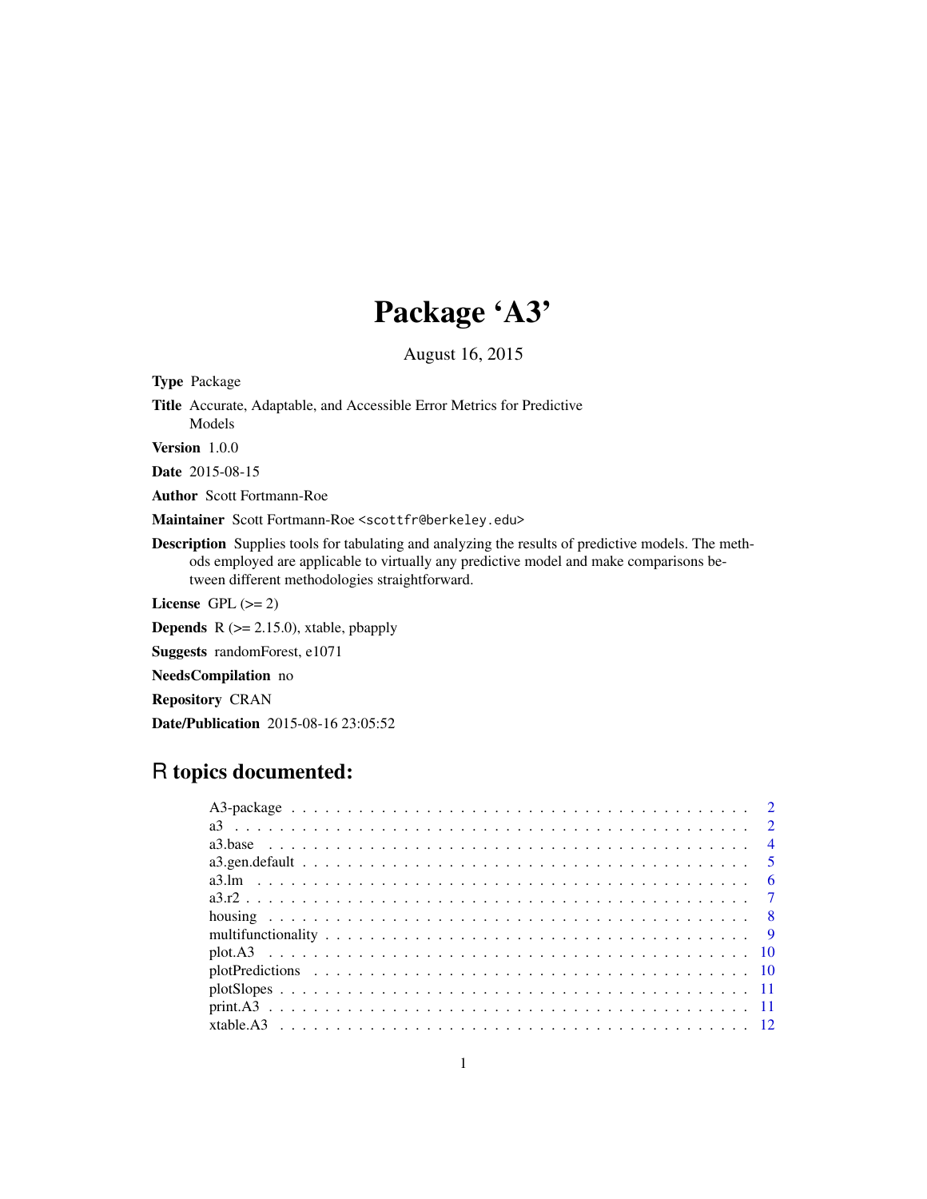# Package 'A3'

August 16, 2015

**Type** Package

**Title** Accurate, Adaptable, and Accessible Error Metrics for Predictive Models

**Version** 1.0.0

**Date** 2015-08-15

**Author** Scott Fortmann-Roe

**Maintainer** Scott Fortmann-Roe <scottfr@berkeley.edu>

**Description** Supplies tools for tabulating and analyzing the results of predictive models. The methods employed are applicable to virtually any predictive model and make comparisons between different methodologies straightforward.

**License** GPL (>= 2)

**Depends** R (>= 2.15.0), xtable, pbapply

**Suggests** randomForest, e1071

**NeedsCompilation** no

**Repository** CRAN

**Date/Publication** 2015-08-16 23:05:52

## R topics documented:

| | |
|---|---|
| A3-package | 2 |
| a3 | 2 |
| a3.base | 4 |
| a3.gen.default | 5 |
| a3.lm | 6 |
| a3.r2 | 7 |
| housing | 8 |
| multifunctionality | 9 |
| plot.A3 | 10 |
| plotPredictions | 10 |
| plotSlopes | 11 |
| print.A3 | 11 |
| xtable.A3 | 12 |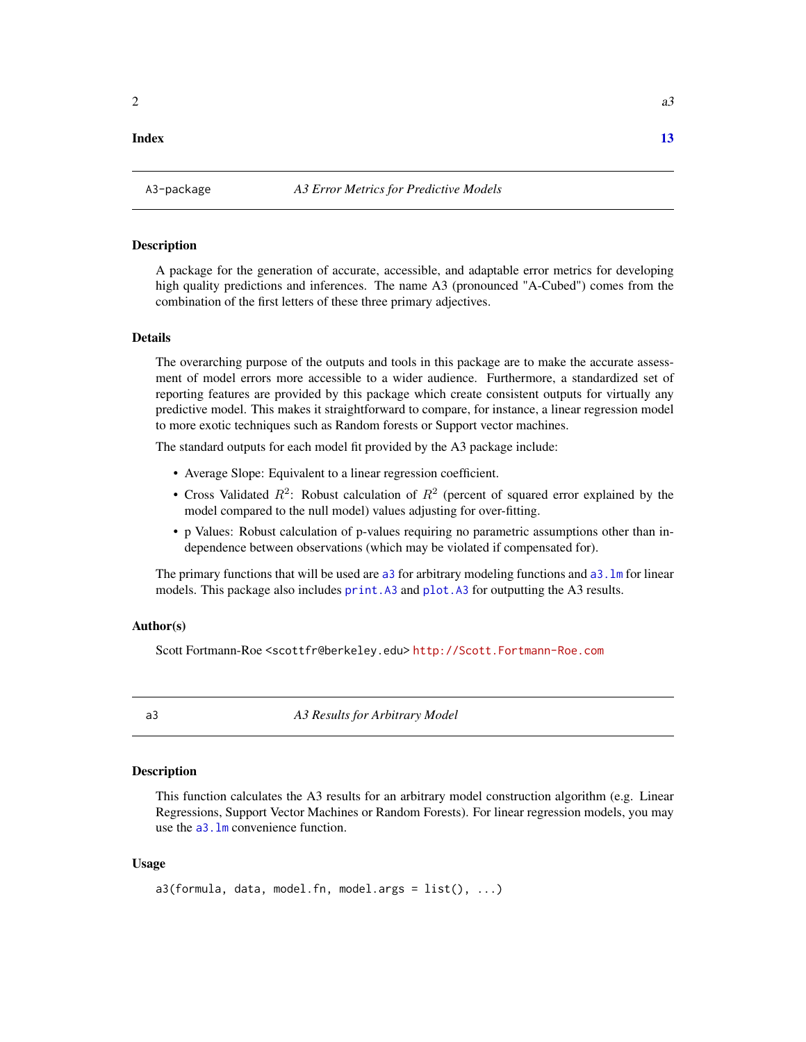**Index** **13**

## A3-package *A3 Error Metrics for Predictive Models*

### Description

A package for the generation of accurate, accessible, and adaptable error metrics for developing high quality predictions and inferences. The name A3 (pronounced "A-Cubed") comes from the combination of the first letters of these three primary adjectives.

### Details

The overarching purpose of the outputs and tools in this package are to make the accurate assessment of model errors more accessible to a wider audience. Furthermore, a standardized set of reporting features are provided by this package which create consistent outputs for virtually any predictive model. This makes it straightforward to compare, for instance, a linear regression model to more exotic techniques such as Random forests or Support vector machines.

The standard outputs for each model fit provided by the A3 package include:

- Average Slope: Equivalent to a linear regression coefficient.
- Cross Validated $R^2$: Robust calculation of $R^2$ (percent of squared error explained by the model compared to the null model) values adjusting for over-fitting.
- p Values: Robust calculation of p-values requiring no parametric assumptions other than independence between observations (which may be violated if compensated for).

The primary functions that will be used are `a3` for arbitrary modeling functions and `a3.lm` for linear models. This package also includes `print.A3` and `plot.A3` for outputting the A3 results.

### Author(s)

Scott Fortmann-Roe <scottfr@berkeley.edu> http://Scott.Fortmann-Roe.com

## a3 *A3 Results for Arbitrary Model*

### Description

This function calculates the A3 results for an arbitrary model construction algorithm (e.g. Linear Regressions, Support Vector Machines or Random Forests). For linear regression models, you may use the `a3.lm` convenience function.

### Usage

```
a3(formula, data, model.fn, model.args = list(), ...)
```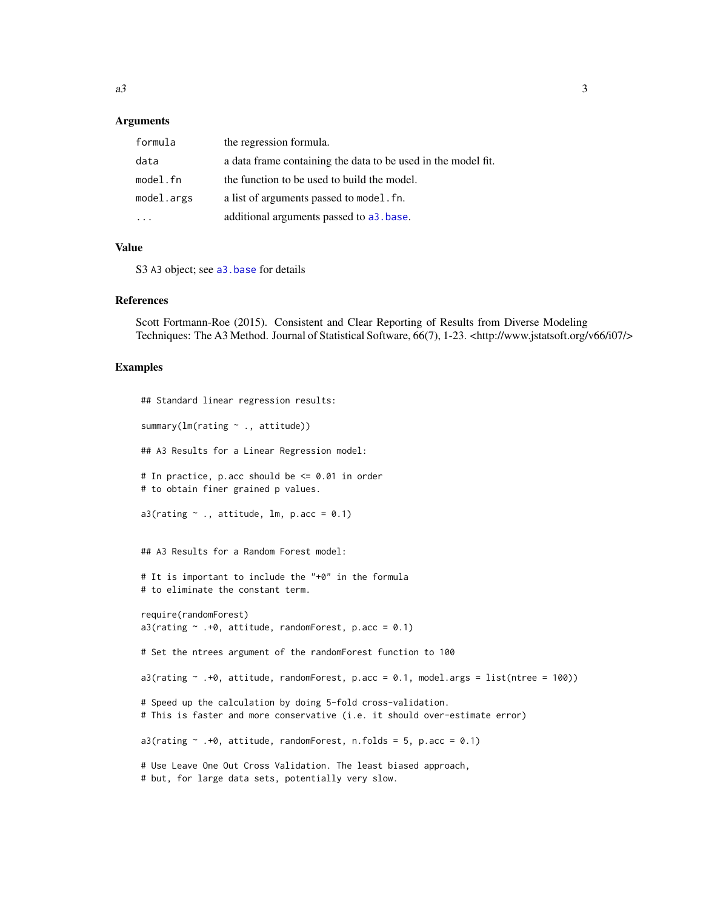### Arguments

| | |
|---|---|
| formula | the regression formula. |
| data | a data frame containing the data to be used in the model fit. |
| model.fn | the function to be used to build the model. |
| model.args | a list of arguments passed to model.fn. |
| ... | additional arguments passed to a3.base. |

### Value

S3 A3 object; see a3.base for details

### References

Scott Fortmann-Roe (2015). Consistent and Clear Reporting of Results from Diverse Modeling Techniques: The A3 Method. Journal of Statistical Software, 66(7), 1-23. <http://www.jstatsoft.org/v66/i07/>

### Examples

```
## Standard linear regression results:

summary(lm(rating ~ ., attitude))

## A3 Results for a Linear Regression model:

# In practice, p.acc should be <= 0.01 in order
# to obtain finer grained p values.

a3(rating ~ ., attitude, lm, p.acc = 0.1)


## A3 Results for a Random Forest model:

# It is important to include the "+0" in the formula
# to eliminate the constant term.

require(randomForest)
a3(rating ~ .+0, attitude, randomForest, p.acc = 0.1)

# Set the ntrees argument of the randomForest function to 100

a3(rating ~ .+0, attitude, randomForest, p.acc = 0.1, model.args = list(ntree = 100))

# Speed up the calculation by doing 5-fold cross-validation.
# This is faster and more conservative (i.e. it should over-estimate error)

a3(rating ~ .+0, attitude, randomForest, n.folds = 5, p.acc = 0.1)

# Use Leave One Out Cross Validation. The least biased approach,
# but, for large data sets, potentially very slow.
```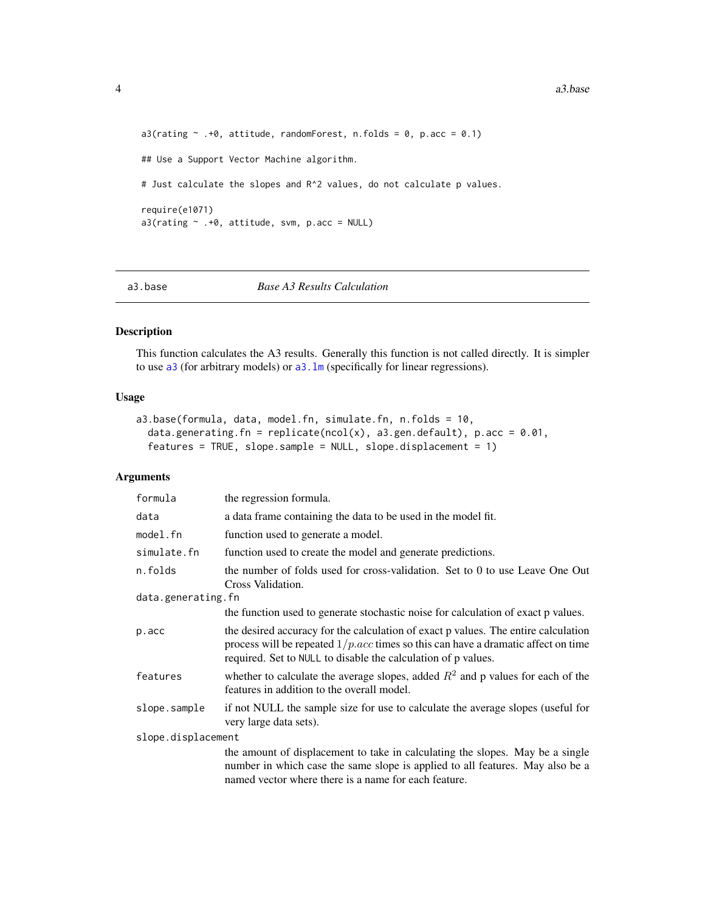```
a3(rating ~ .+0, attitude, randomForest, n.folds = 0, p.acc = 0.1)

## Use a Support Vector Machine algorithm.

# Just calculate the slopes and R^2 values, do not calculate p values.

require(e1071)
a3(rating ~ .+0, attitude, svm, p.acc = NULL)
```

## a3.base — *Base A3 Results Calculation*

### Description

This function calculates the A3 results. Generally this function is not called directly. It is simpler to use a3 (for arbitrary models) or a3.lm (specifically for linear regressions).

### Usage

```
a3.base(formula, data, model.fn, simulate.fn, n.folds = 10,
  data.generating.fn = replicate(ncol(x), a3.gen.default), p.acc = 0.01,
  features = TRUE, slope.sample = NULL, slope.displacement = 1)
```

### Arguments

| Argument | Description |
|---|---|
| `formula` | the regression formula. |
| `data` | a data frame containing the data to be used in the model fit. |
| `model.fn` | function used to generate a model. |
| `simulate.fn` | function used to create the model and generate predictions. |
| `n.folds` | the number of folds used for cross-validation. Set to 0 to use Leave One Out Cross Validation. |
| `data.generating.fn` | the function used to generate stochastic noise for calculation of exact p values. |
| `p.acc` | the desired accuracy for the calculation of exact p values. The entire calculation process will be repeated $1/p.acc$ times so this can have a dramatic affect on time required. Set to NULL to disable the calculation of p values. |
| `features` | whether to calculate the average slopes, added $R^2$ and p values for each of the features in addition to the overall model. |
| `slope.sample` | if not NULL the sample size for use to calculate the average slopes (useful for very large data sets). |
| `slope.displacement` | the amount of displacement to take in calculating the slopes. May be a single number in which case the same slope is applied to all features. May also be a named vector where there is a name for each feature. |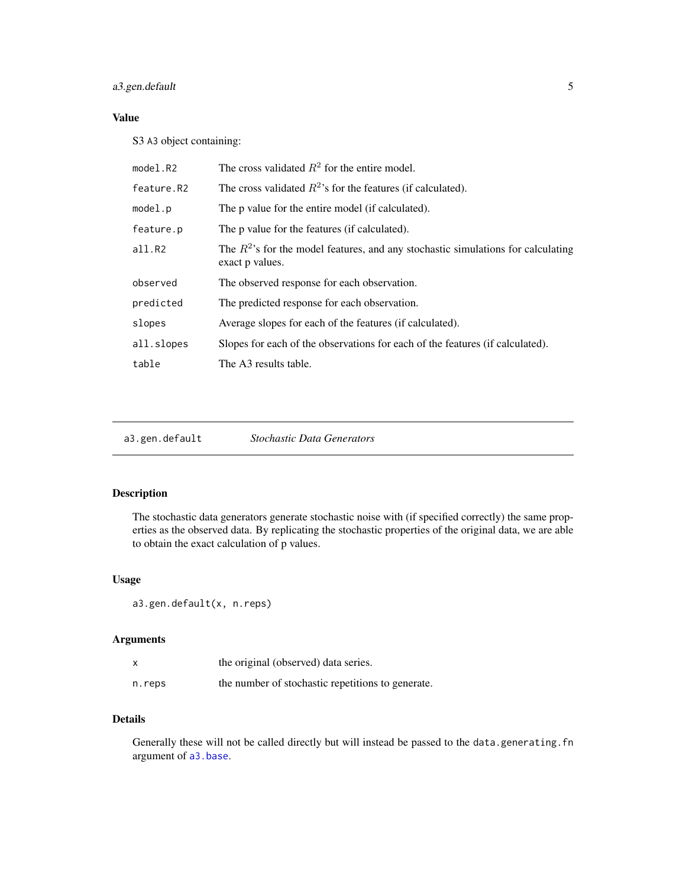### Value

S3 A3 object containing:

| | |
|---|---|
| model.R2 | The cross validated $R^2$ for the entire model. |
| feature.R2 | The cross validated $R^2$'s for the features (if calculated). |
| model.p | The p value for the entire model (if calculated). |
| feature.p | The p value for the features (if calculated). |
| all.R2 | The $R^2$'s for the model features, and any stochastic simulations for calculating exact p values. |
| observed | The observed response for each observation. |
| predicted | The predicted response for each observation. |
| slopes | Average slopes for each of the features (if calculated). |
| all.slopes | Slopes for each of the observations for each of the features (if calculated). |
| table | The A3 results table. |

---

## a3.gen.default *Stochastic Data Generators*

### Description

The stochastic data generators generate stochastic noise with (if specified correctly) the same properties as the observed data. By replicating the stochastic properties of the original data, we are able to obtain the exact calculation of p values.

### Usage

```
a3.gen.default(x, n.reps)
```

### Arguments

| | |
|---|---|
| x | the original (observed) data series. |
| n.reps | the number of stochastic repetitions to generate. |

### Details

Generally these will not be called directly but will instead be passed to the `data.generating.fn` argument of `a3.base`.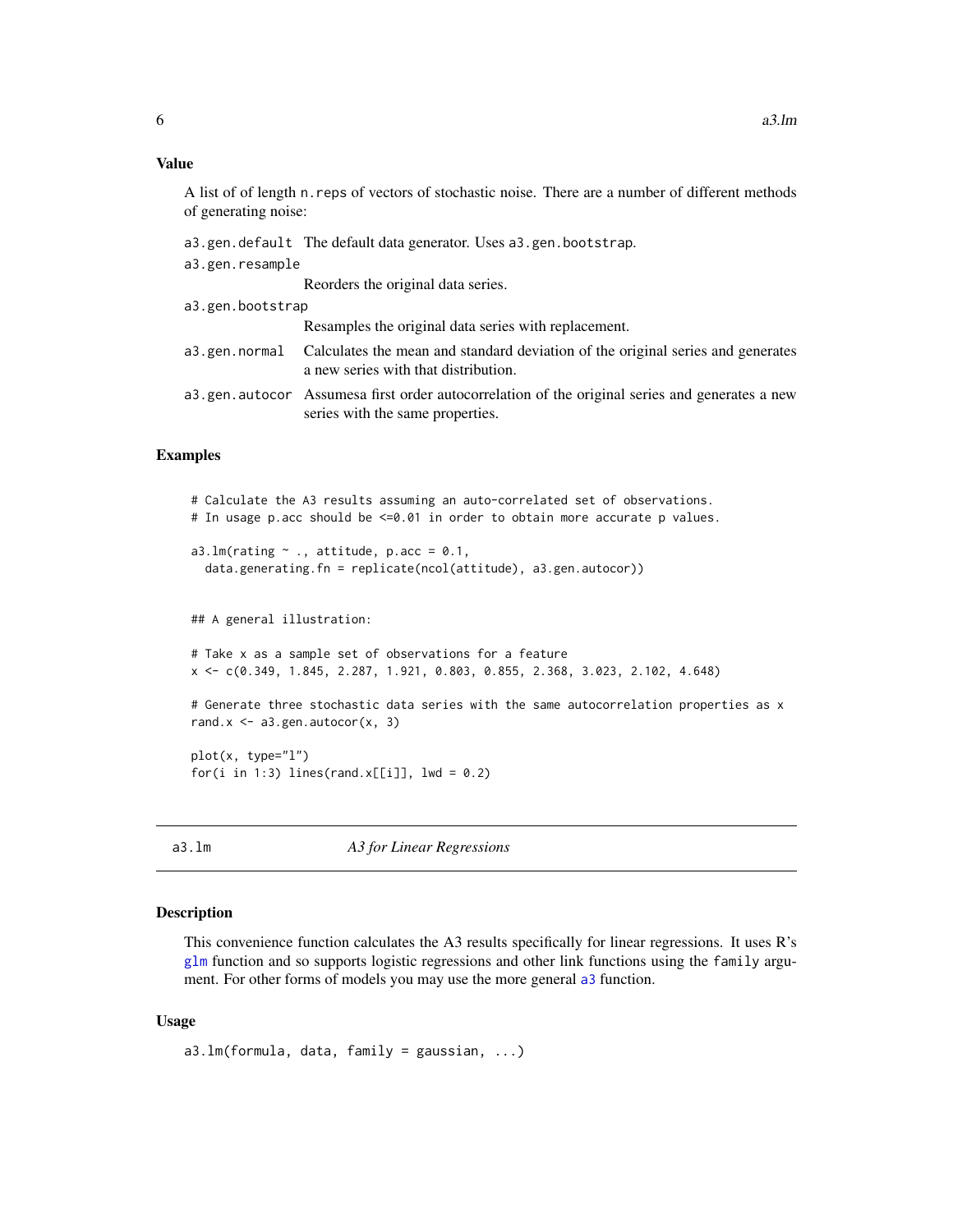## Value

A list of of length `n.reps` of vectors of stochastic noise. There are a number of different methods of generating noise:

- `a3.gen.default` The default data generator. Uses `a3.gen.bootstrap`.
- `a3.gen.resample` Reorders the original data series.
- `a3.gen.bootstrap` Resamples the original data series with replacement.
- `a3.gen.normal` Calculates the mean and standard deviation of the original series and generates a new series with that distribution.
- `a3.gen.autocor` Assumesa first order autocorrelation of the original series and generates a new series with the same properties.

## Examples

```
# Calculate the A3 results assuming an auto-correlated set of observations.
# In usage p.acc should be <=0.01 in order to obtain more accurate p values.

a3.lm(rating ~ ., attitude, p.acc = 0.1,
  data.generating.fn = replicate(ncol(attitude), a3.gen.autocor))


## A general illustration:

# Take x as a sample set of observations for a feature
x <- c(0.349, 1.845, 2.287, 1.921, 0.803, 0.855, 2.368, 3.023, 2.102, 4.648)

# Generate three stochastic data series with the same autocorrelation properties as x
rand.x <- a3.gen.autocor(x, 3)

plot(x, type="l")
for(i in 1:3) lines(rand.x[[i]], lwd = 0.2)
```

---

`a3.lm` *A3 for Linear Regressions*

---

## Description

This convenience function calculates the A3 results specifically for linear regressions. It uses R's `glm` function and so supports logistic regressions and other link functions using the `family` argument. For other forms of models you may use the more general `a3` function.

## Usage

```
a3.lm(formula, data, family = gaussian, ...)
```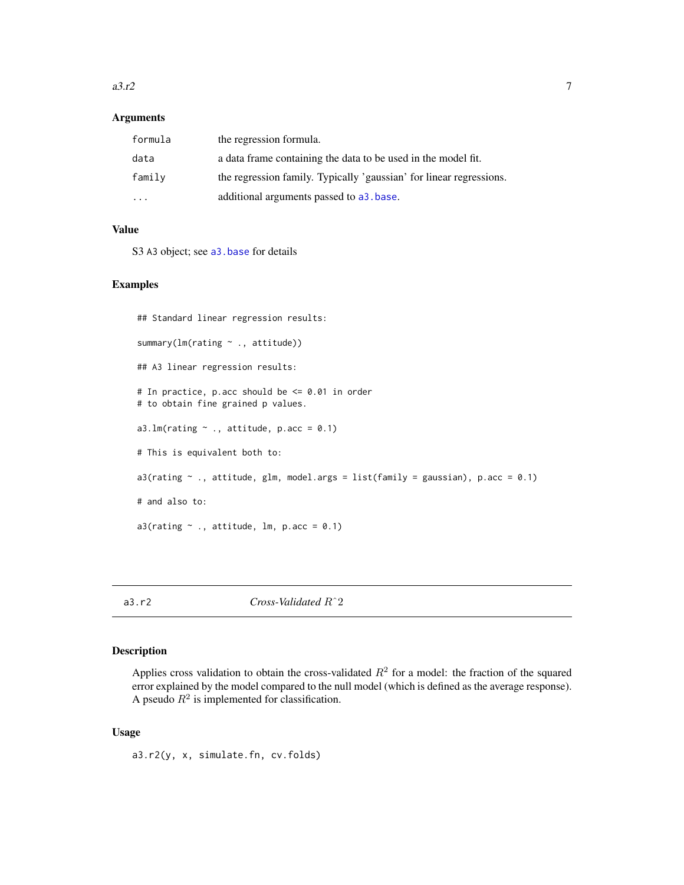### Arguments

| | |
|---|---|
| `formula` | the regression formula. |
| `data` | a data frame containing the data to be used in the model fit. |
| `family` | the regression family. Typically 'gaussian' for linear regressions. |
| `...` | additional arguments passed to `a3.base`. |

### Value

S3 A3 object; see `a3.base` for details

### Examples

```
## Standard linear regression results:

summary(lm(rating ~ ., attitude))

## A3 linear regression results:

# In practice, p.acc should be <= 0.01 in order
# to obtain fine grained p values.

a3.lm(rating ~ ., attitude, p.acc = 0.1)

# This is equivalent both to:

a3(rating ~ ., attitude, glm, model.args = list(family = gaussian), p.acc = 0.1)

# and also to:

a3(rating ~ ., attitude, lm, p.acc = 0.1)
```

---

## a3.r2 — *Cross-Validated $R^2$*

### Description

Applies cross validation to obtain the cross-validated $R^2$ for a model: the fraction of the squared error explained by the model compared to the null model (which is defined as the average response). A pseudo $R^2$ is implemented for classification.

### Usage

```
a3.r2(y, x, simulate.fn, cv.folds)
```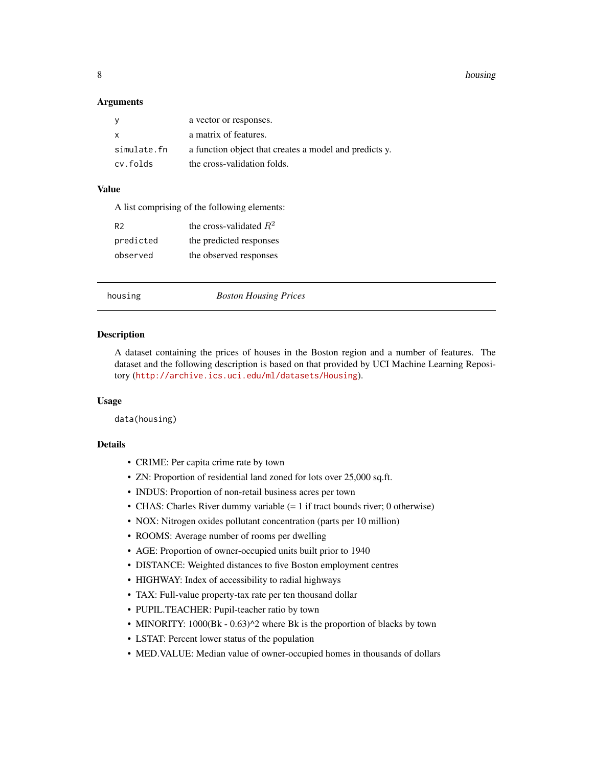### Arguments

| | |
|---|---|
| `y` | a vector or responses. |
| `x` | a matrix of features. |
| `simulate.fn` | a function object that creates a model and predicts y. |
| `cv.folds` | the cross-validation folds. |

### Value

A list comprising of the following elements:

| | |
|---|---|
| `R2` | the cross-validated $R^2$ |
| `predicted` | the predicted responses |
| `observed` | the observed responses |

---

## `housing` — *Boston Housing Prices*

### Description

A dataset containing the prices of houses in the Boston region and a number of features. The dataset and the following description is based on that provided by UCI Machine Learning Repository (http://archive.ics.uci.edu/ml/datasets/Housing).

### Usage

```
data(housing)
```

### Details

- CRIME: Per capita crime rate by town
- ZN: Proportion of residential land zoned for lots over 25,000 sq.ft.
- INDUS: Proportion of non-retail business acres per town
- CHAS: Charles River dummy variable (= 1 if tract bounds river; 0 otherwise)
- NOX: Nitrogen oxides pollutant concentration (parts per 10 million)
- ROOMS: Average number of rooms per dwelling
- AGE: Proportion of owner-occupied units built prior to 1940
- DISTANCE: Weighted distances to five Boston employment centres
- HIGHWAY: Index of accessibility to radial highways
- TAX: Full-value property-tax rate per ten thousand dollar
- PUPIL.TEACHER: Pupil-teacher ratio by town
- MINORITY: 1000(Bk - 0.63)^2 where Bk is the proportion of blacks by town
- LSTAT: Percent lower status of the population
- MED.VALUE: Median value of owner-occupied homes in thousands of dollars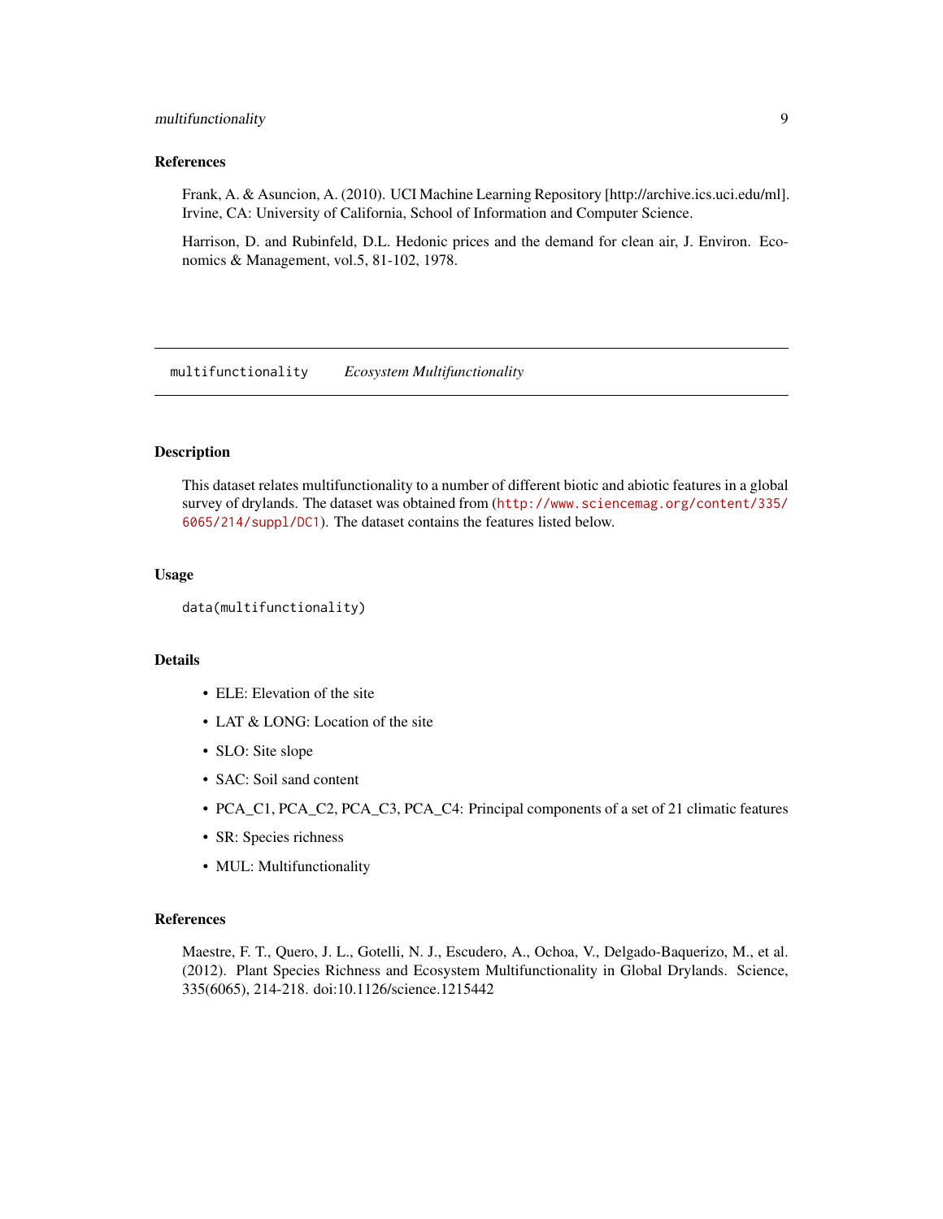### References

Frank, A. & Asuncion, A. (2010). UCI Machine Learning Repository [http://archive.ics.uci.edu/ml]. Irvine, CA: University of California, School of Information and Computer Science.

Harrison, D. and Rubinfeld, D.L. Hedonic prices and the demand for clean air, J. Environ. Economics & Management, vol.5, 81-102, 1978.

---

## multifunctionality    *Ecosystem Multifunctionality*

---

### Description

This dataset relates multifunctionality to a number of different biotic and abiotic features in a global survey of drylands. The dataset was obtained from (http://www.sciencemag.org/content/335/6065/214/suppl/DC1). The dataset contains the features listed below.

### Usage

```
data(multifunctionality)
```

### Details

- ELE: Elevation of the site
- LAT & LONG: Location of the site
- SLO: Site slope
- SAC: Soil sand content
- PCA_C1, PCA_C2, PCA_C3, PCA_C4: Principal components of a set of 21 climatic features
- SR: Species richness
- MUL: Multifunctionality

### References

Maestre, F. T., Quero, J. L., Gotelli, N. J., Escudero, A., Ochoa, V., Delgado-Baquerizo, M., et al. (2012). Plant Species Richness and Ecosystem Multifunctionality in Global Drylands. Science, 335(6065), 214-218. doi:10.1126/science.1215442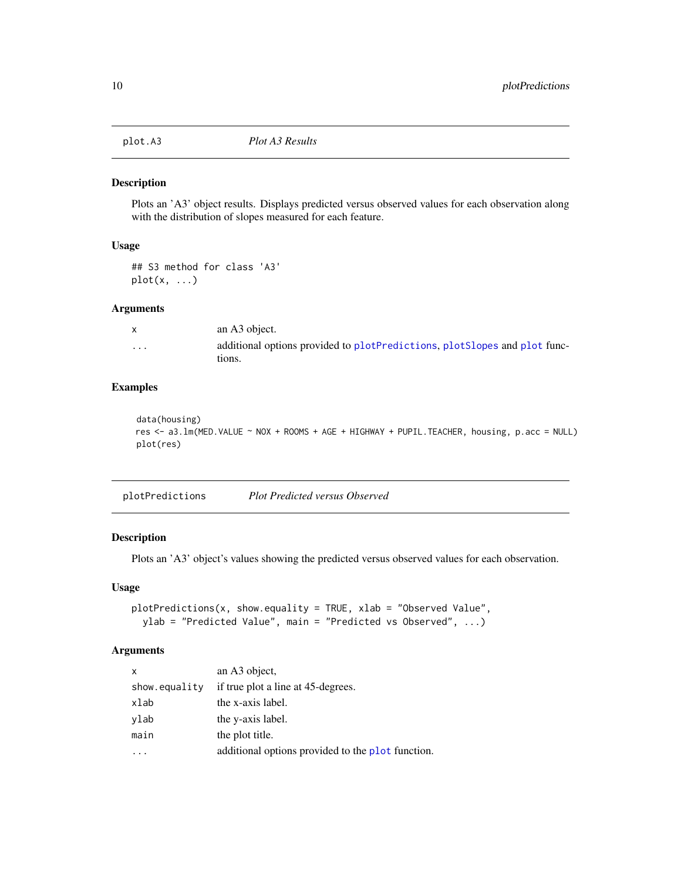## plot.A3 — *Plot A3 Results*

### Description

Plots an 'A3' object results. Displays predicted versus observed values for each observation along with the distribution of slopes measured for each feature.

### Usage

```
## S3 method for class 'A3'
plot(x, ...)
```

### Arguments

| | |
|---|---|
| x | an A3 object. |
| ... | additional options provided to plotPredictions, plotSlopes and plot functions. |

### Examples

```
data(housing)
res <- a3.lm(MED.VALUE ~ NOX + ROOMS + AGE + HIGHWAY + PUPIL.TEACHER, housing, p.acc = NULL)
plot(res)
```

## plotPredictions — *Plot Predicted versus Observed*

### Description

Plots an 'A3' object's values showing the predicted versus observed values for each observation.

### Usage

```
plotPredictions(x, show.equality = TRUE, xlab = "Observed Value",
  ylab = "Predicted Value", main = "Predicted vs Observed", ...)
```

### Arguments

| | |
|---|---|
| x | an A3 object, |
| show.equality | if true plot a line at 45-degrees. |
| xlab | the x-axis label. |
| ylab | the y-axis label. |
| main | the plot title. |
| ... | additional options provided to the plot function. |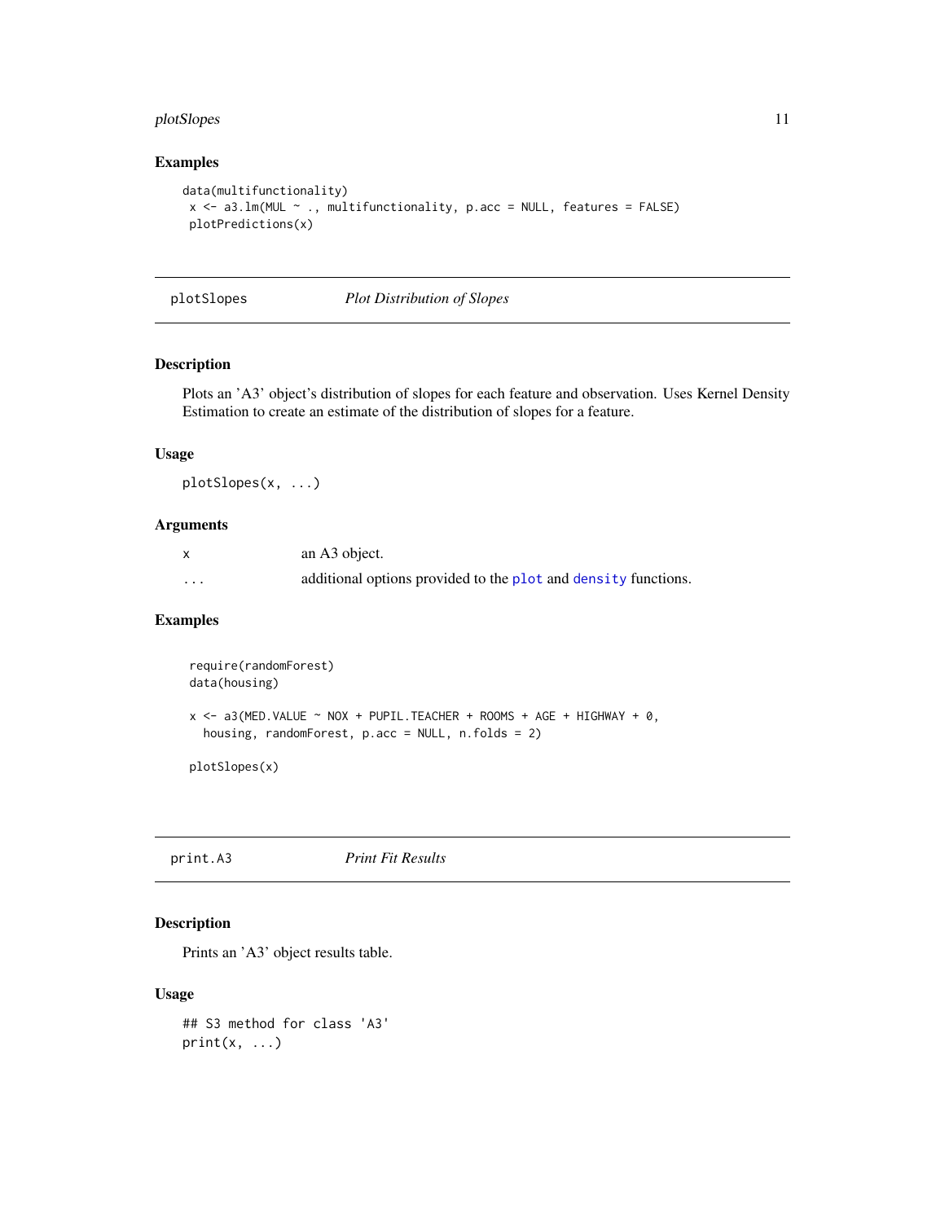### Examples

```
data(multifunctionality)
 x <- a3.lm(MUL ~ ., multifunctionality, p.acc = NULL, features = FALSE)
 plotPredictions(x)
```

---

## plotSlopes — *Plot Distribution of Slopes*

### Description

Plots an 'A3' object's distribution of slopes for each feature and observation. Uses Kernel Density Estimation to create an estimate of the distribution of slopes for a feature.

### Usage

```
plotSlopes(x, ...)
```

### Arguments

| | |
|---|---|
| x | an A3 object. |
| ... | additional options provided to the plot and density functions. |

### Examples

```
 require(randomForest)
 data(housing)

 x <- a3(MED.VALUE ~ NOX + PUPIL.TEACHER + ROOMS + AGE + HIGHWAY + 0,
   housing, randomForest, p.acc = NULL, n.folds = 2)

 plotSlopes(x)
```

---

## print.A3 — *Print Fit Results*

### Description

Prints an 'A3' object results table.

### Usage

```
## S3 method for class 'A3'
print(x, ...)
```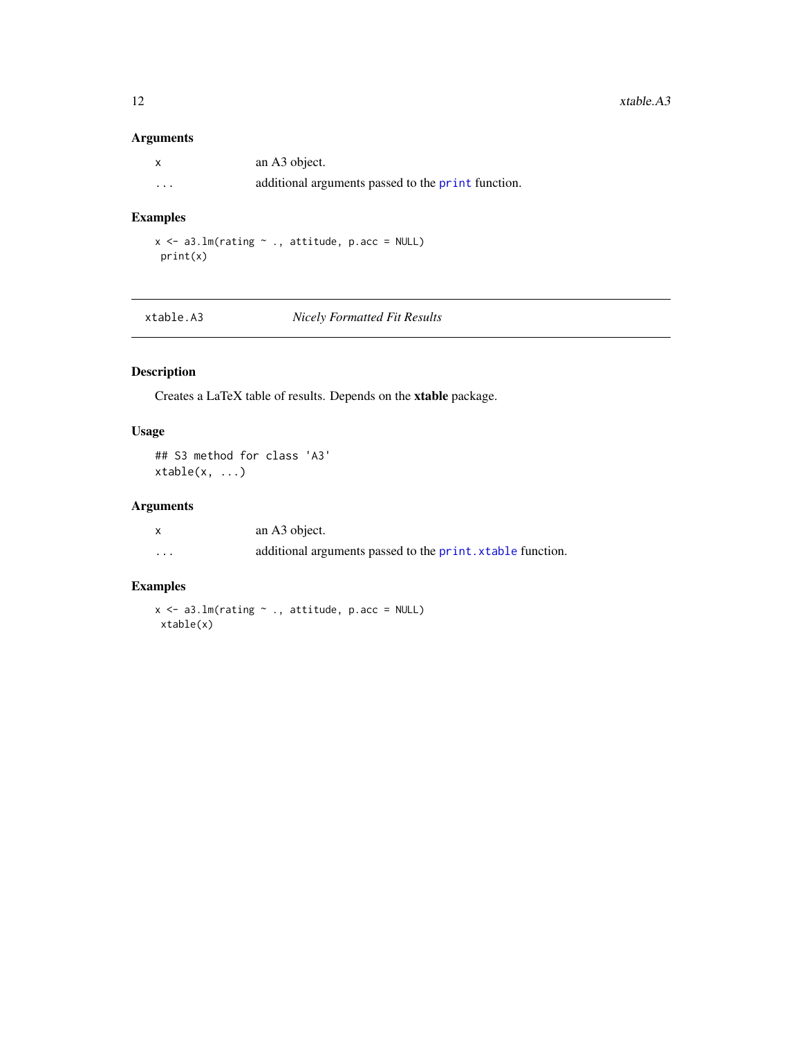### Arguments

| | |
|---|---|
| x | an A3 object. |
| ... | additional arguments passed to the `print` function. |

### Examples

```
x <- a3.lm(rating ~ ., attitude, p.acc = NULL)
 print(x)
```

---

## xtable.A3 — *Nicely Formatted Fit Results*

---

### Description

Creates a LaTeX table of results. Depends on the **xtable** package.

### Usage

```
## S3 method for class 'A3'
xtable(x, ...)
```

### Arguments

| | |
|---|---|
| x | an A3 object. |
| ... | additional arguments passed to the `print.xtable` function. |

### Examples

```
x <- a3.lm(rating ~ ., attitude, p.acc = NULL)
 xtable(x)
```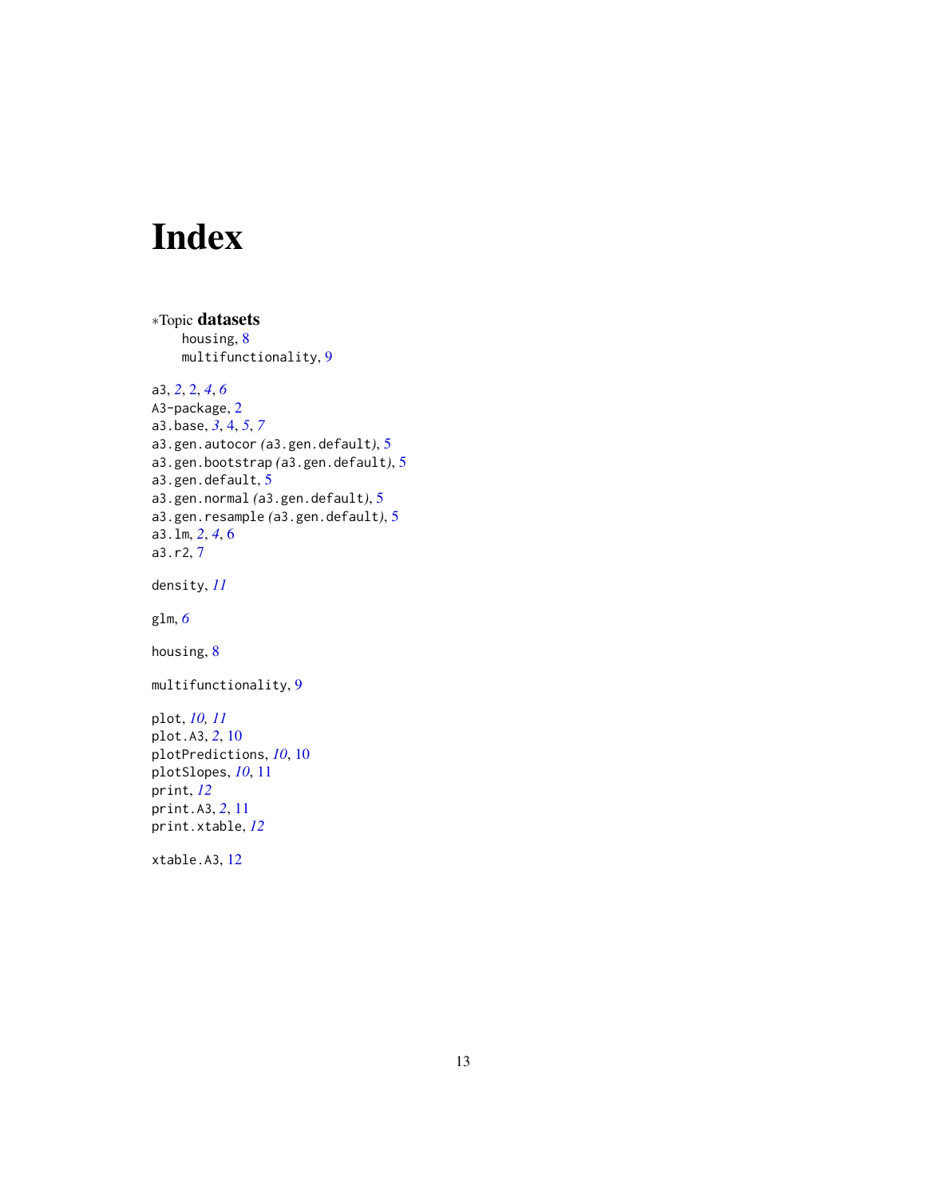# Index

∗Topic **datasets**
  housing, *8*
  multifunctionality, *9*

a3, *2*, 2, *4*, *6*
A3-package, 2
a3.base, *3*, 4, *5*, *7*
a3.gen.autocor *(*a3.gen.default*)*, 5
a3.gen.bootstrap *(*a3.gen.default*)*, 5
a3.gen.default, 5
a3.gen.normal *(*a3.gen.default*)*, 5
a3.gen.resample *(*a3.gen.default*)*, 5
a3.lm, *2*, *4*, 6
a3.r2, 7

density, *11*

glm, *6*

housing, 8

multifunctionality, 9

plot, *10, 11*
plot.A3, *2*, 10
plotPredictions, *10*, 10
plotSlopes, *10*, 11
print, *12*
print.A3, *2*, 11
print.xtable, *12*

xtable.A3, 12